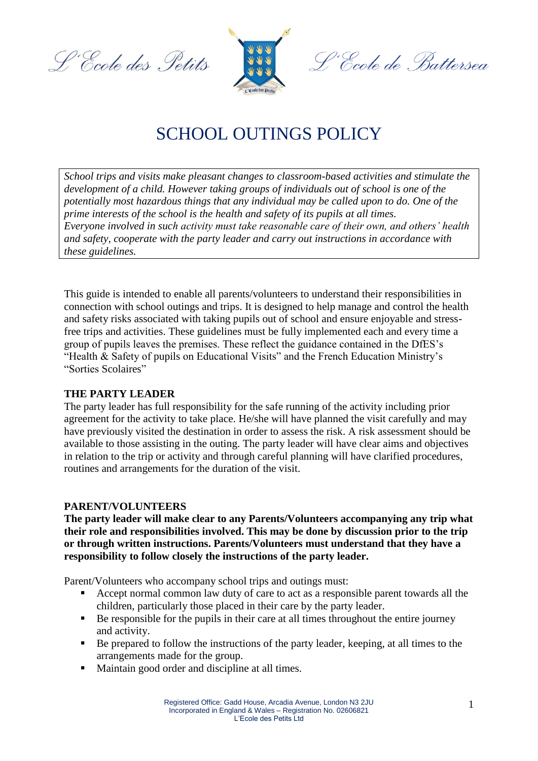L'Ecole des Petits L'Ecole de Battersea

# SCHOOL OUTINGS POLICY

*School trips and visits make pleasant changes to classroom-based activities and stimulate the development of a child. However taking groups of individuals out of school is one of the potentially most hazardous things that any individual may be called upon to do. One of the prime interests of the school is the health and safety of its pupils at all times.*
*Everyone involved in such activity must take reasonable care of their own, and others' health and safety, cooperate with the party leader and carry out instructions in accordance with these guidelines.*

This guide is intended to enable all parents/volunteers to understand their responsibilities in connection with school outings and trips. It is designed to help manage and control the health and safety risks associated with taking pupils out of school and ensure enjoyable and stress-free trips and activities. These guidelines must be fully implemented each and every time a group of pupils leaves the premises. These reflect the guidance contained in the DfES's "Health & Safety of pupils on Educational Visits" and the French Education Ministry's "Sorties Scolaires"

**THE PARTY LEADER**

The party leader has full responsibility for the safe running of the activity including prior agreement for the activity to take place. He/she will have planned the visit carefully and may have previously visited the destination in order to assess the risk. A risk assessment should be available to those assisting in the outing. The party leader will have clear aims and objectives in relation to the trip or activity and through careful planning will have clarified procedures, routines and arrangements for the duration of the visit.

**PARENT/VOLUNTEERS**

**The party leader will make clear to any Parents/Volunteers accompanying any trip what their role and responsibilities involved. This may be done by discussion prior to the trip or through written instructions. Parents/Volunteers must understand that they have a responsibility to follow closely the instructions of the party leader.**

Parent/Volunteers who accompany school trips and outings must:

- Accept normal common law duty of care to act as a responsible parent towards all the children, particularly those placed in their care by the party leader.
- Be responsible for the pupils in their care at all times throughout the entire journey and activity.
- Be prepared to follow the instructions of the party leader, keeping, at all times to the arrangements made for the group.
- Maintain good order and discipline at all times.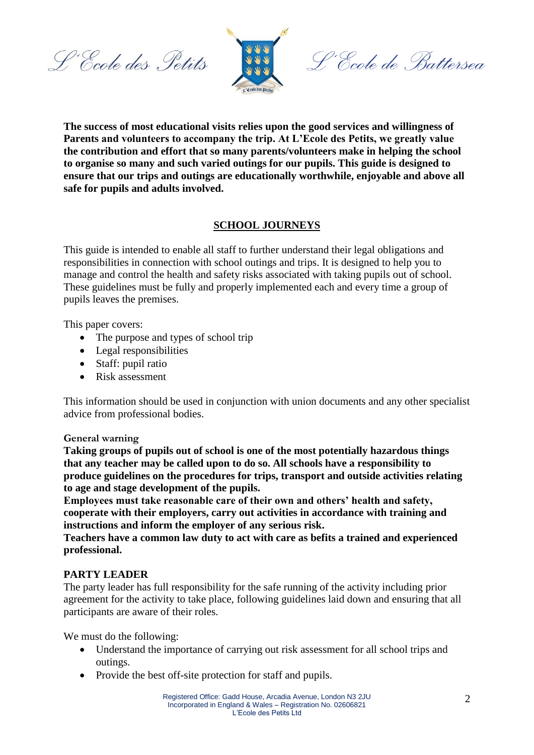**The success of most educational visits relies upon the good services and willingness of Parents and volunteers to accompany the trip. At L'Ecole des Petits, we greatly value the contribution and effort that so many parents/volunteers make in helping the school to organise so many and such varied outings for our pupils. This guide is designed to ensure that our trips and outings are educationally worthwhile, enjoyable and above all safe for pupils and adults involved.**

## SCHOOL JOURNEYS

This guide is intended to enable all staff to further understand their legal obligations and responsibilities in connection with school outings and trips. It is designed to help you to manage and control the health and safety risks associated with taking pupils out of school. These guidelines must be fully and properly implemented each and every time a group of pupils leaves the premises.

This paper covers:

- The purpose and types of school trip
- Legal responsibilities
- Staff: pupil ratio
- Risk assessment

This information should be used in conjunction with union documents and any other specialist advice from professional bodies.

**General warning**

**Taking groups of pupils out of school is one of the most potentially hazardous things that any teacher may be called upon to do so. All schools have a responsibility to produce guidelines on the procedures for trips, transport and outside activities relating to age and stage development of the pupils.**

**Employees must take reasonable care of their own and others' health and safety, cooperate with their employers, carry out activities in accordance with training and instructions and inform the employer of any serious risk.**

**Teachers have a common law duty to act with care as befits a trained and experienced professional.**

### PARTY LEADER

The party leader has full responsibility for the safe running of the activity including prior agreement for the activity to take place, following guidelines laid down and ensuring that all participants are aware of their roles.

We must do the following:

- Understand the importance of carrying out risk assessment for all school trips and outings.
- Provide the best off-site protection for staff and pupils.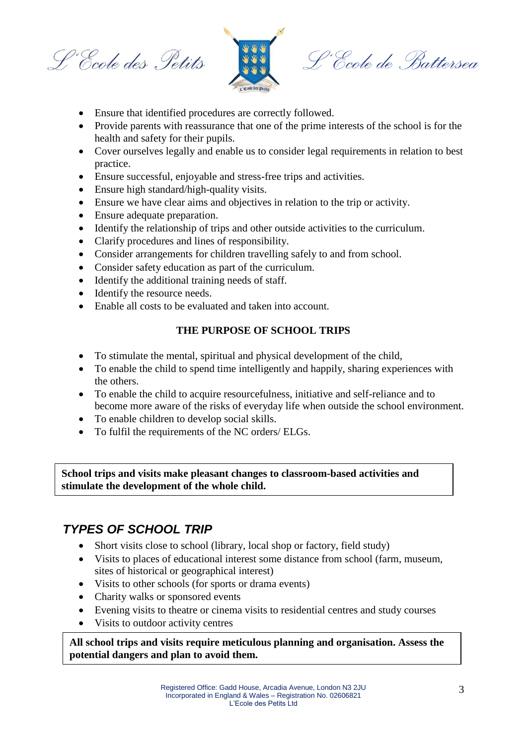- Ensure that identified procedures are correctly followed.
- Provide parents with reassurance that one of the prime interests of the school is for the health and safety for their pupils.
- Cover ourselves legally and enable us to consider legal requirements in relation to best practice.
- Ensure successful, enjoyable and stress-free trips and activities.
- Ensure high standard/high-quality visits.
- Ensure we have clear aims and objectives in relation to the trip or activity.
- Ensure adequate preparation.
- Identify the relationship of trips and other outside activities to the curriculum.
- Clarify procedures and lines of responsibility.
- Consider arrangements for children travelling safely to and from school.
- Consider safety education as part of the curriculum.
- Identify the additional training needs of staff.
- Identify the resource needs.
- Enable all costs to be evaluated and taken into account.

## THE PURPOSE OF SCHOOL TRIPS

- To stimulate the mental, spiritual and physical development of the child,
- To enable the child to spend time intelligently and happily, sharing experiences with the others.
- To enable the child to acquire resourcefulness, initiative and self-reliance and to become more aware of the risks of everyday life when outside the school environment.
- To enable children to develop social skills.
- To fulfil the requirements of the NC orders/ ELGs.

**School trips and visits make pleasant changes to classroom-based activities and stimulate the development of the whole child.**

## *TYPES OF SCHOOL TRIP*

- Short visits close to school (library, local shop or factory, field study)
- Visits to places of educational interest some distance from school (farm, museum, sites of historical or geographical interest)
- Visits to other schools (for sports or drama events)
- Charity walks or sponsored events
- Evening visits to theatre or cinema visits to residential centres and study courses
- Visits to outdoor activity centres

**All school trips and visits require meticulous planning and organisation. Assess the potential dangers and plan to avoid them.**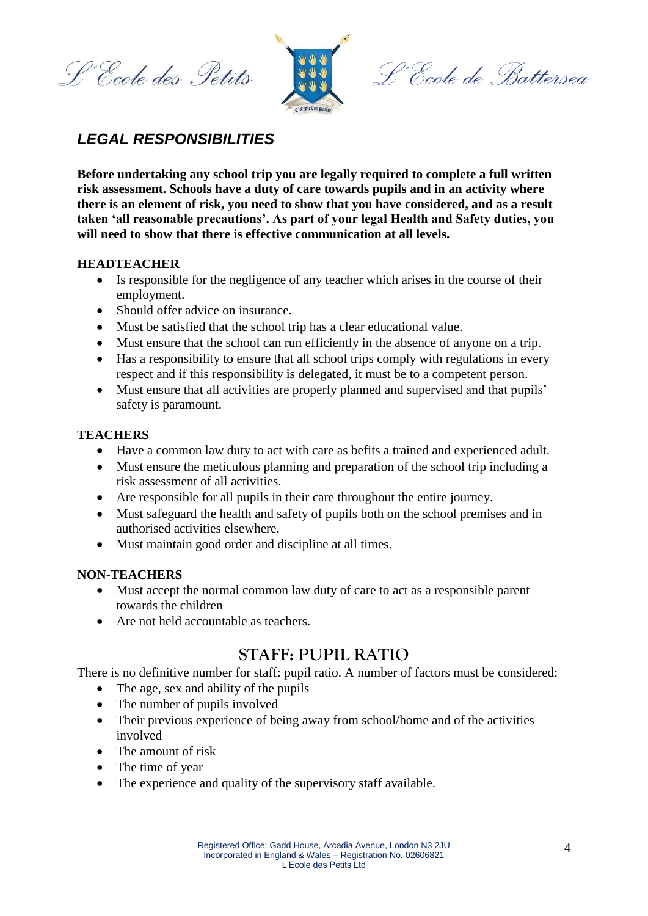## *LEGAL RESPONSIBILITIES*

**Before undertaking any school trip you are legally required to complete a full written risk assessment. Schools have a duty of care towards pupils and in an activity where there is an element of risk, you need to show that you have considered, and as a result taken 'all reasonable precautions'. As part of your legal Health and Safety duties, you will need to show that there is effective communication at all levels.**

**HEADTEACHER**

- Is responsible for the negligence of any teacher which arises in the course of their employment.
- Should offer advice on insurance.
- Must be satisfied that the school trip has a clear educational value.
- Must ensure that the school can run efficiently in the absence of anyone on a trip.
- Has a responsibility to ensure that all school trips comply with regulations in every respect and if this responsibility is delegated, it must be to a competent person.
- Must ensure that all activities are properly planned and supervised and that pupils' safety is paramount.

**TEACHERS**

- Have a common law duty to act with care as befits a trained and experienced adult.
- Must ensure the meticulous planning and preparation of the school trip including a risk assessment of all activities.
- Are responsible for all pupils in their care throughout the entire journey.
- Must safeguard the health and safety of pupils both on the school premises and in authorised activities elsewhere.
- Must maintain good order and discipline at all times.

**NON-TEACHERS**

- Must accept the normal common law duty of care to act as a responsible parent towards the children
- Are not held accountable as teachers.

## STAFF: PUPIL RATIO

There is no definitive number for staff: pupil ratio. A number of factors must be considered:

- The age, sex and ability of the pupils
- The number of pupils involved
- Their previous experience of being away from school/home and of the activities involved
- The amount of risk
- The time of year
- The experience and quality of the supervisory staff available.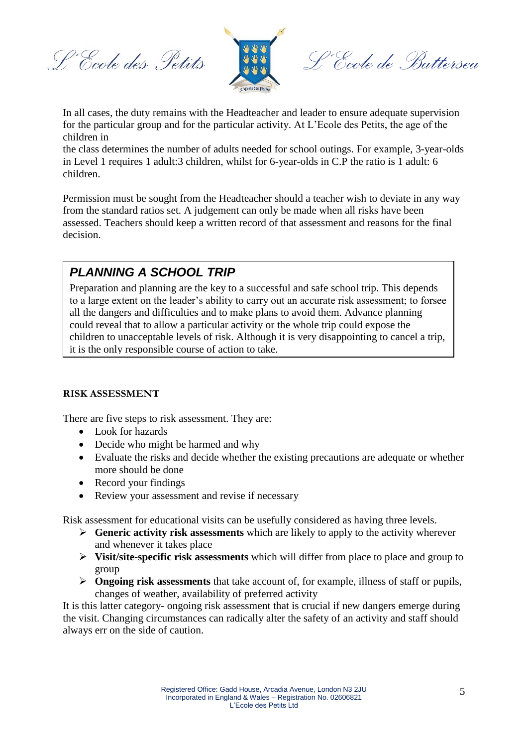In all cases, the duty remains with the Headteacher and leader to ensure adequate supervision for the particular group and for the particular activity. At L'Ecole des Petits, the age of the children in

the class determines the number of adults needed for school outings. For example, 3-year-olds in Level 1 requires 1 adult:3 children, whilst for 6-year-olds in C.P the ratio is 1 adult: 6 children.

Permission must be sought from the Headteacher should a teacher wish to deviate in any way from the standard ratios set. A judgement can only be made when all risks have been assessed. Teachers should keep a written record of that assessment and reasons for the final decision.

## *PLANNING A SCHOOL TRIP*

Preparation and planning are the key to a successful and safe school trip. This depends to a large extent on the leader's ability to carry out an accurate risk assessment; to forsee all the dangers and difficulties and to make plans to avoid them. Advance planning could reveal that to allow a particular activity or the whole trip could expose the children to unacceptable levels of risk. Although it is very disappointing to cancel a trip, it is the only responsible course of action to take.

**RISK ASSESSMENT**

There are five steps to risk assessment. They are:

- Look for hazards
- Decide who might be harmed and why
- Evaluate the risks and decide whether the existing precautions are adequate or whether more should be done
- Record your findings
- Review your assessment and revise if necessary

Risk assessment for educational visits can be usefully considered as having three levels.

- **Generic activity risk assessments** which are likely to apply to the activity wherever and whenever it takes place
- **Visit/site-specific risk assessments** which will differ from place to place and group to group
- **Ongoing risk assessments** that take account of, for example, illness of staff or pupils, changes of weather, availability of preferred activity

It is this latter category- ongoing risk assessment that is crucial if new dangers emerge during the visit. Changing circumstances can radically alter the safety of an activity and staff should always err on the side of caution.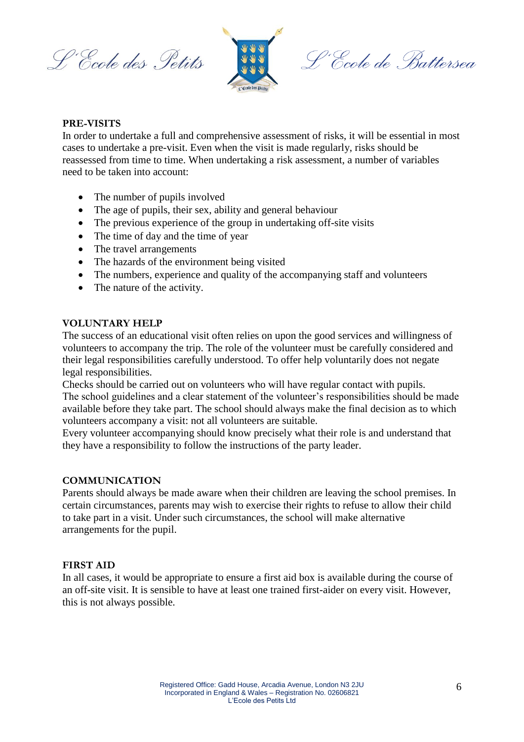## PRE-VISITS

In order to undertake a full and comprehensive assessment of risks, it will be essential in most cases to undertake a pre-visit. Even when the visit is made regularly, risks should be reassessed from time to time. When undertaking a risk assessment, a number of variables need to be taken into account:

- The number of pupils involved
- The age of pupils, their sex, ability and general behaviour
- The previous experience of the group in undertaking off-site visits
- The time of day and the time of year
- The travel arrangements
- The hazards of the environment being visited
- The numbers, experience and quality of the accompanying staff and volunteers
- The nature of the activity.

## VOLUNTARY HELP

The success of an educational visit often relies on upon the good services and willingness of volunteers to accompany the trip. The role of the volunteer must be carefully considered and their legal responsibilities carefully understood. To offer help voluntarily does not negate legal responsibilities.

Checks should be carried out on volunteers who will have regular contact with pupils.

The school guidelines and a clear statement of the volunteer's responsibilities should be made available before they take part. The school should always make the final decision as to which volunteers accompany a visit: not all volunteers are suitable.

Every volunteer accompanying should know precisely what their role is and understand that they have a responsibility to follow the instructions of the party leader.

## COMMUNICATION

Parents should always be made aware when their children are leaving the school premises. In certain circumstances, parents may wish to exercise their rights to refuse to allow their child to take part in a visit. Under such circumstances, the school will make alternative arrangements for the pupil.

## FIRST AID

In all cases, it would be appropriate to ensure a first aid box is available during the course of an off-site visit. It is sensible to have at least one trained first-aider on every visit. However, this is not always possible.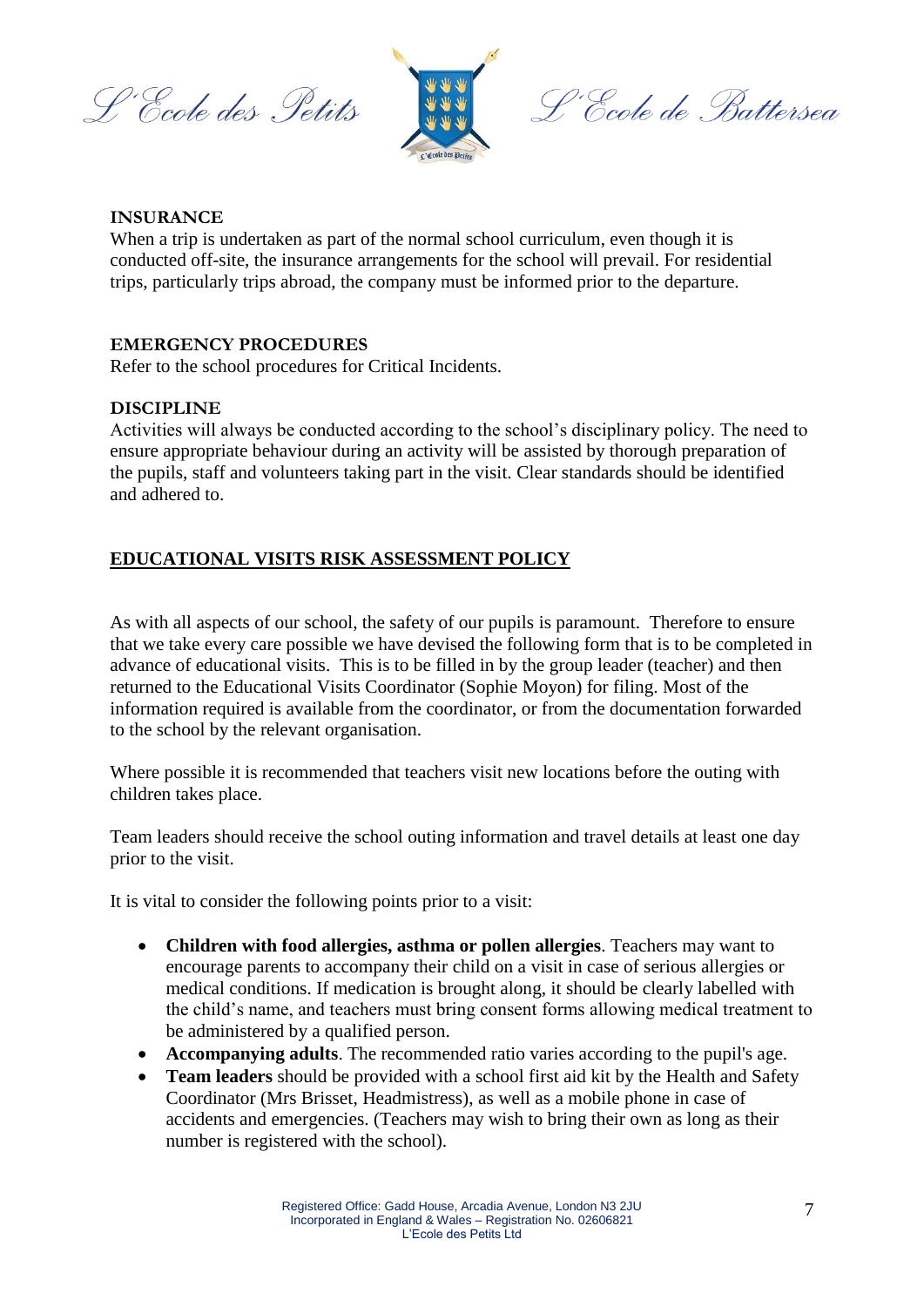**INSURANCE**

When a trip is undertaken as part of the normal school curriculum, even though it is conducted off-site, the insurance arrangements for the school will prevail. For residential trips, particularly trips abroad, the company must be informed prior to the departure.

**EMERGENCY PROCEDURES**

Refer to the school procedures for Critical Incidents.

**DISCIPLINE**

Activities will always be conducted according to the school's disciplinary policy. The need to ensure appropriate behaviour during an activity will be assisted by thorough preparation of the pupils, staff and volunteers taking part in the visit. Clear standards should be identified and adhered to.

## EDUCATIONAL VISITS RISK ASSESSMENT POLICY

As with all aspects of our school, the safety of our pupils is paramount. Therefore to ensure that we take every care possible we have devised the following form that is to be completed in advance of educational visits. This is to be filled in by the group leader (teacher) and then returned to the Educational Visits Coordinator (Sophie Moyon) for filing. Most of the information required is available from the coordinator, or from the documentation forwarded to the school by the relevant organisation.

Where possible it is recommended that teachers visit new locations before the outing with children takes place.

Team leaders should receive the school outing information and travel details at least one day prior to the visit.

It is vital to consider the following points prior to a visit:

- **Children with food allergies, asthma or pollen allergies**. Teachers may want to encourage parents to accompany their child on a visit in case of serious allergies or medical conditions. If medication is brought along, it should be clearly labelled with the child's name, and teachers must bring consent forms allowing medical treatment to be administered by a qualified person.
- **Accompanying adults**. The recommended ratio varies according to the pupil's age.
- **Team leaders** should be provided with a school first aid kit by the Health and Safety Coordinator (Mrs Brisset, Headmistress), as well as a mobile phone in case of accidents and emergencies. (Teachers may wish to bring their own as long as their number is registered with the school).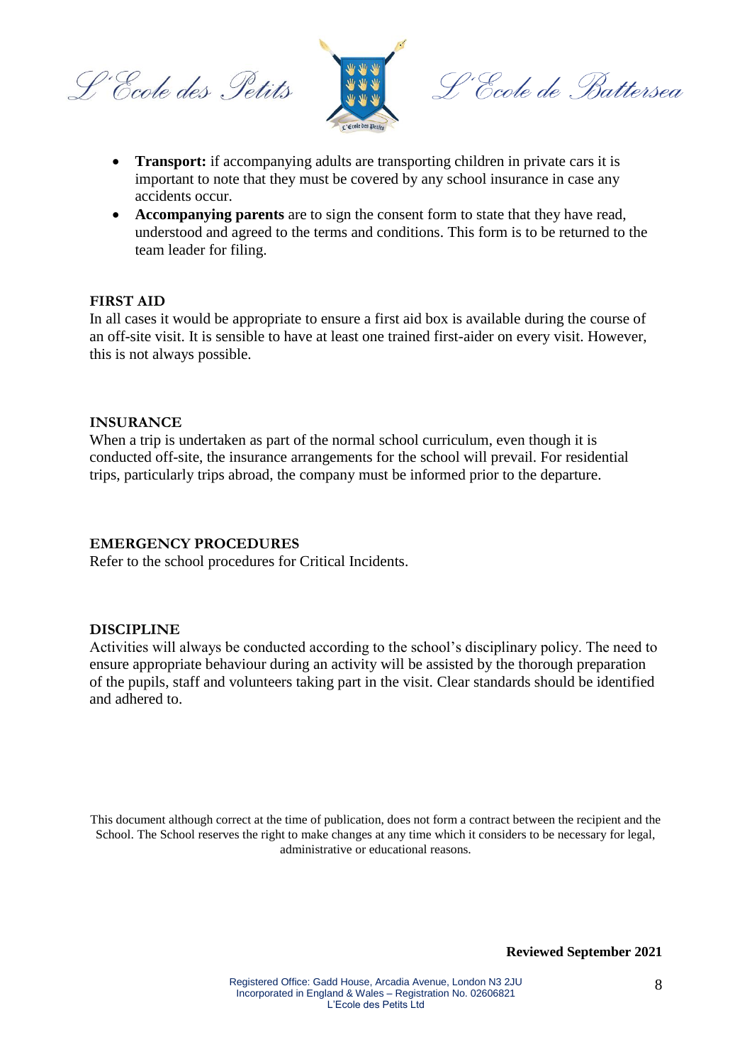- **Transport:** if accompanying adults are transporting children in private cars it is important to note that they must be covered by any school insurance in case any accidents occur.
- **Accompanying parents** are to sign the consent form to state that they have read, understood and agreed to the terms and conditions. This form is to be returned to the team leader for filing.

## FIRST AID

In all cases it would be appropriate to ensure a first aid box is available during the course of an off-site visit. It is sensible to have at least one trained first-aider on every visit. However, this is not always possible.

## INSURANCE

When a trip is undertaken as part of the normal school curriculum, even though it is conducted off-site, the insurance arrangements for the school will prevail. For residential trips, particularly trips abroad, the company must be informed prior to the departure.

## EMERGENCY PROCEDURES

Refer to the school procedures for Critical Incidents.

## DISCIPLINE

Activities will always be conducted according to the school's disciplinary policy. The need to ensure appropriate behaviour during an activity will be assisted by the thorough preparation of the pupils, staff and volunteers taking part in the visit. Clear standards should be identified and adhered to.

This document although correct at the time of publication, does not form a contract between the recipient and the School. The School reserves the right to make changes at any time which it considers to be necessary for legal, administrative or educational reasons.

**Reviewed September 2021**